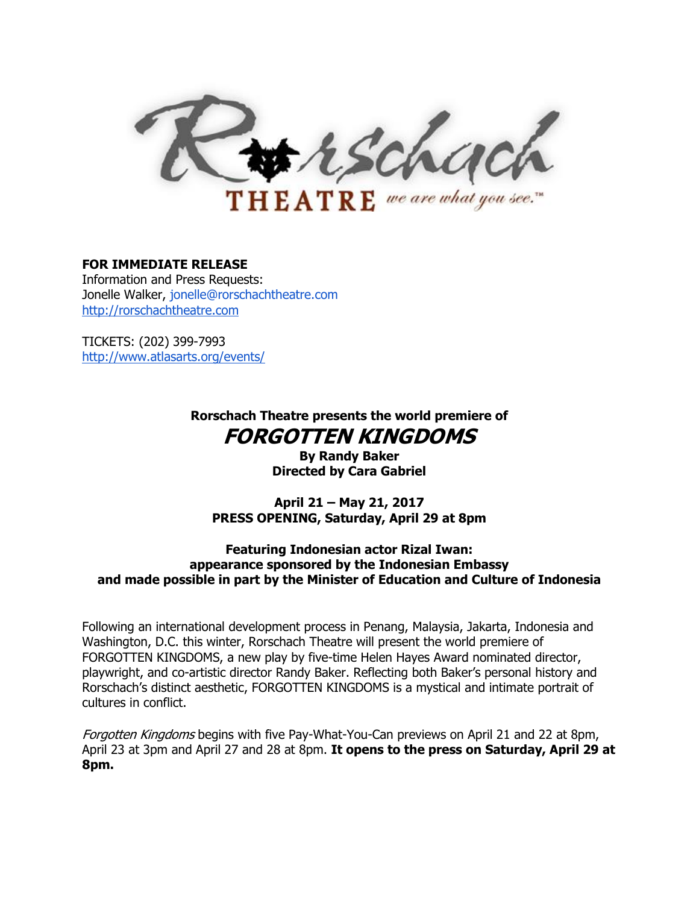Rorschach THEATRE *we are what you see.*™

**FOR IMMEDIATE RELEASE**
Information and Press Requests:
Jonelle Walker, jonelle@rorschachtheatre.com
http://rorschachtheatre.com

TICKETS: (202) 399-7993
http://www.atlasarts.org/events/

**Rorschach Theatre presents the world premiere of**

# *FORGOTTEN KINGDOMS*

**By Randy Baker**
**Directed by Cara Gabriel**

**April 21 – May 21, 2017**
**PRESS OPENING, Saturday, April 29 at 8pm**

**Featuring Indonesian actor Rizal Iwan:**
**appearance sponsored by the Indonesian Embassy**
**and made possible in part by the Minister of Education and Culture of Indonesia**

Following an international development process in Penang, Malaysia, Jakarta, Indonesia and Washington, D.C. this winter, Rorschach Theatre will present the world premiere of FORGOTTEN KINGDOMS, a new play by five-time Helen Hayes Award nominated director, playwright, and co-artistic director Randy Baker. Reflecting both Baker's personal history and Rorschach's distinct aesthetic, FORGOTTEN KINGDOMS is a mystical and intimate portrait of cultures in conflict.

*Forgotten Kingdoms* begins with five Pay-What-You-Can previews on April 21 and 22 at 8pm, April 23 at 3pm and April 27 and 28 at 8pm. **It opens to the press on Saturday, April 29 at 8pm.**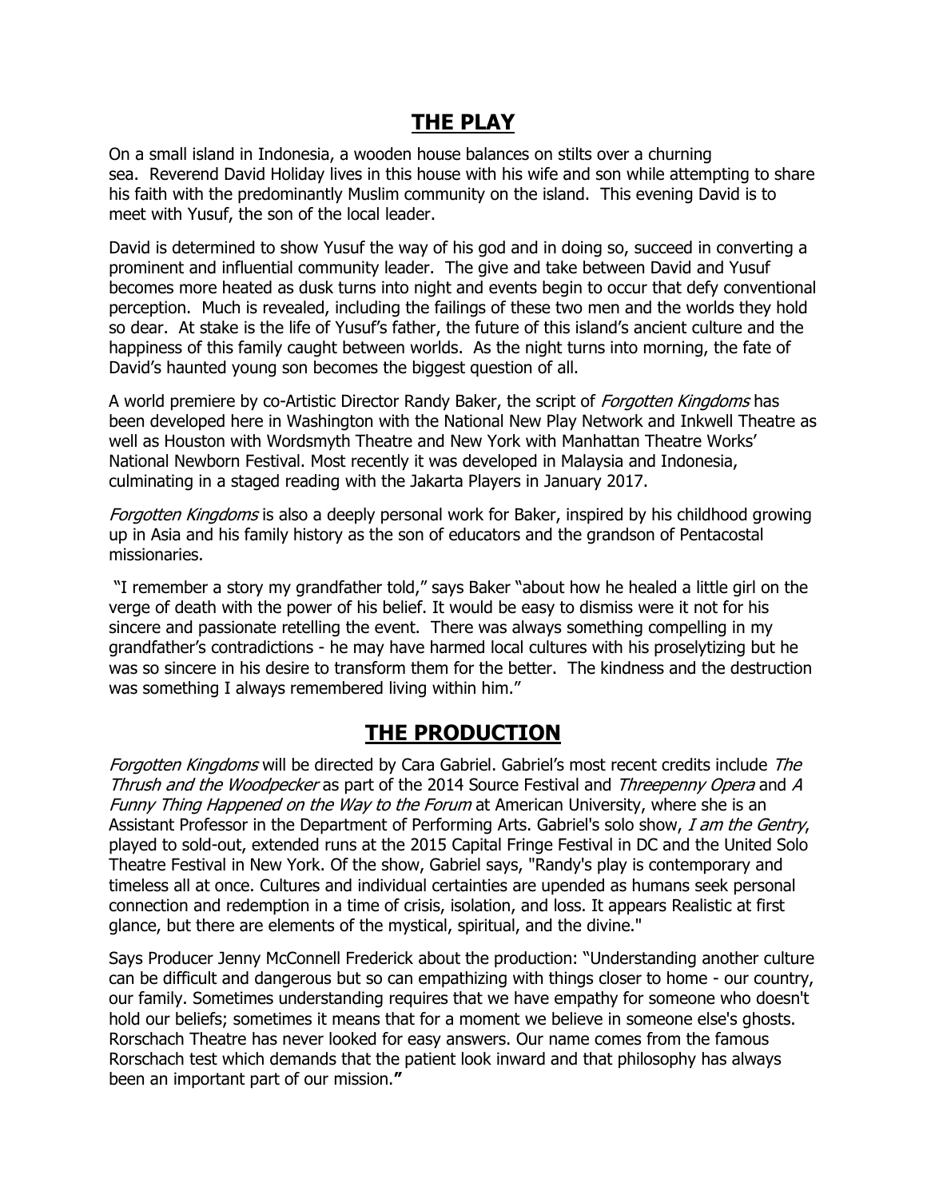## THE PLAY

On a small island in Indonesia, a wooden house balances on stilts over a churning sea. Reverend David Holiday lives in this house with his wife and son while attempting to share his faith with the predominantly Muslim community on the island. This evening David is to meet with Yusuf, the son of the local leader.

David is determined to show Yusuf the way of his god and in doing so, succeed in converting a prominent and influential community leader. The give and take between David and Yusuf becomes more heated as dusk turns into night and events begin to occur that defy conventional perception. Much is revealed, including the failings of these two men and the worlds they hold so dear. At stake is the life of Yusuf's father, the future of this island's ancient culture and the happiness of this family caught between worlds. As the night turns into morning, the fate of David's haunted young son becomes the biggest question of all.

A world premiere by co-Artistic Director Randy Baker, the script of *Forgotten Kingdoms* has been developed here in Washington with the National New Play Network and Inkwell Theatre as well as Houston with Wordsmyth Theatre and New York with Manhattan Theatre Works' National Newborn Festival. Most recently it was developed in Malaysia and Indonesia, culminating in a staged reading with the Jakarta Players in January 2017.

*Forgotten Kingdoms* is also a deeply personal work for Baker, inspired by his childhood growing up in Asia and his family history as the son of educators and the grandson of Pentacostal missionaries.

"I remember a story my grandfather told," says Baker "about how he healed a little girl on the verge of death with the power of his belief. It would be easy to dismiss were it not for his sincere and passionate retelling the event. There was always something compelling in my grandfather's contradictions - he may have harmed local cultures with his proselytizing but he was so sincere in his desire to transform them for the better. The kindness and the destruction was something I always remembered living within him."

## THE PRODUCTION

*Forgotten Kingdoms* will be directed by Cara Gabriel. Gabriel's most recent credits include *The Thrush and the Woodpecker* as part of the 2014 Source Festival and *Threepenny Opera* and *A Funny Thing Happened on the Way to the Forum* at American University, where she is an Assistant Professor in the Department of Performing Arts. Gabriel's solo show, *I am the Gentry*, played to sold-out, extended runs at the 2015 Capital Fringe Festival in DC and the United Solo Theatre Festival in New York. Of the show, Gabriel says, "Randy's play is contemporary and timeless all at once. Cultures and individual certainties are upended as humans seek personal connection and redemption in a time of crisis, isolation, and loss. It appears Realistic at first glance, but there are elements of the mystical, spiritual, and the divine."

Says Producer Jenny McConnell Frederick about the production: "Understanding another culture can be difficult and dangerous but so can empathizing with things closer to home - our country, our family. Sometimes understanding requires that we have empathy for someone who doesn't hold our beliefs; sometimes it means that for a moment we believe in someone else's ghosts. Rorschach Theatre has never looked for easy answers. Our name comes from the famous Rorschach test which demands that the patient look inward and that philosophy has always been an important part of our mission."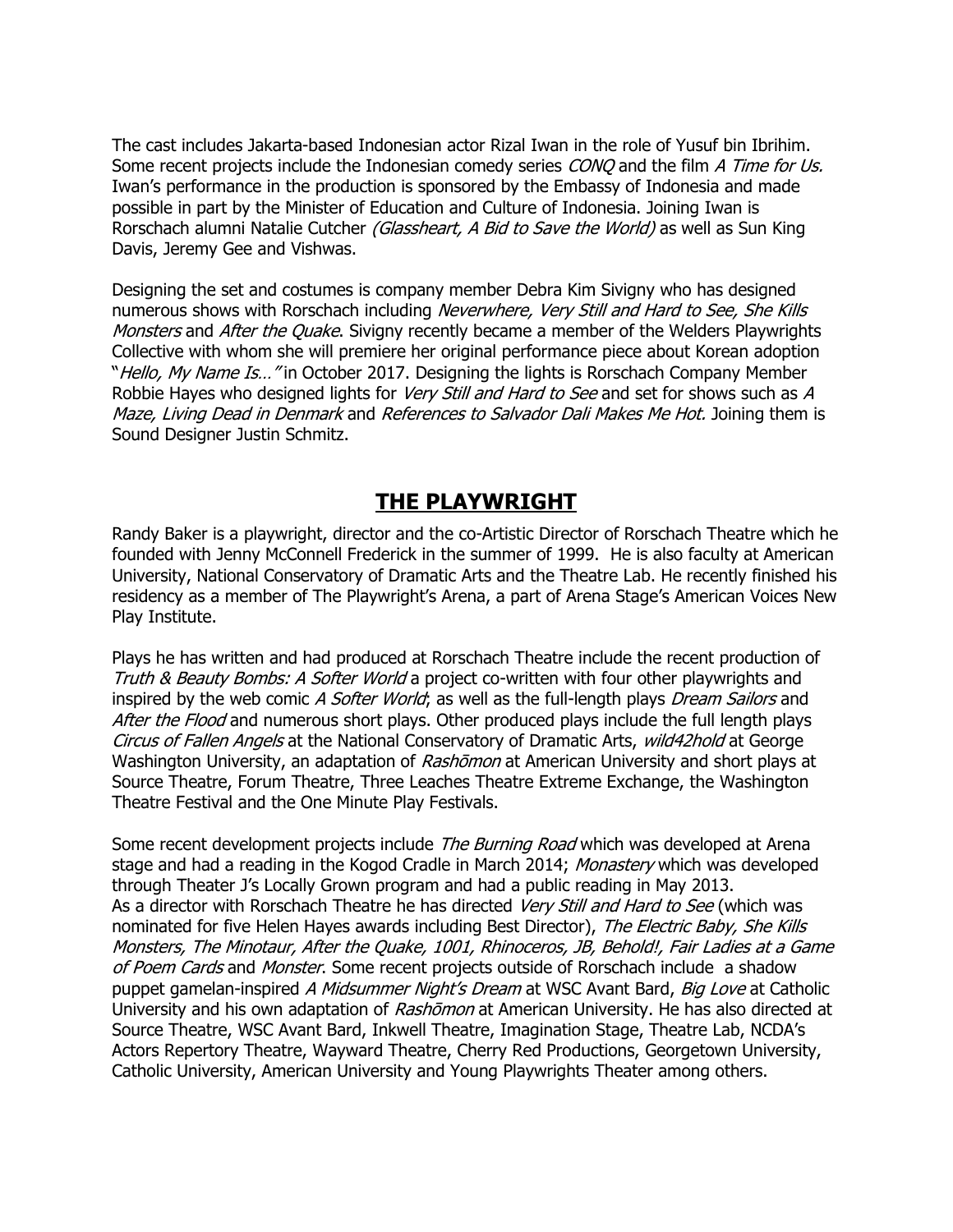The cast includes Jakarta-based Indonesian actor Rizal Iwan in the role of Yusuf bin Ibrihim. Some recent projects include the Indonesian comedy series *CONQ* and the film *A Time for Us.* Iwan's performance in the production is sponsored by the Embassy of Indonesia and made possible in part by the Minister of Education and Culture of Indonesia. Joining Iwan is Rorschach alumni Natalie Cutcher *(Glassheart, A Bid to Save the World)* as well as Sun King Davis, Jeremy Gee and Vishwas.

Designing the set and costumes is company member Debra Kim Sivigny who has designed numerous shows with Rorschach including *Neverwhere, Very Still and Hard to See, She Kills Monsters* and *After the Quake*. Sivigny recently became a member of the Welders Playwrights Collective with whom she will premiere her original performance piece about Korean adoption "*Hello, My Name Is…"* in October 2017. Designing the lights is Rorschach Company Member Robbie Hayes who designed lights for *Very Still and Hard to See* and set for shows such as *A Maze, Living Dead in Denmark* and *References to Salvador Dali Makes Me Hot.* Joining them is Sound Designer Justin Schmitz.

## THE PLAYWRIGHT

Randy Baker is a playwright, director and the co-Artistic Director of Rorschach Theatre which he founded with Jenny McConnell Frederick in the summer of 1999. He is also faculty at American University, National Conservatory of Dramatic Arts and the Theatre Lab. He recently finished his residency as a member of The Playwright's Arena, a part of Arena Stage's American Voices New Play Institute.

Plays he has written and had produced at Rorschach Theatre include the recent production of *Truth & Beauty Bombs: A Softer World* a project co-written with four other playwrights and inspired by the web comic *A Softer World*; as well as the full-length plays *Dream Sailors* and *After the Flood* and numerous short plays. Other produced plays include the full length plays *Circus of Fallen Angels* at the National Conservatory of Dramatic Arts, *wild42hold* at George Washington University, an adaptation of *Rashōmon* at American University and short plays at Source Theatre, Forum Theatre, Three Leaches Theatre Extreme Exchange, the Washington Theatre Festival and the One Minute Play Festivals.

Some recent development projects include *The Burning Road* which was developed at Arena stage and had a reading in the Kogod Cradle in March 2014; *Monastery* which was developed through Theater J's Locally Grown program and had a public reading in May 2013.
As a director with Rorschach Theatre he has directed *Very Still and Hard to See* (which was nominated for five Helen Hayes awards including Best Director), *The Electric Baby, She Kills Monsters, The Minotaur, After the Quake, 1001, Rhinoceros, JB, Behold!, Fair Ladies at a Game of Poem Cards* and *Monster*. Some recent projects outside of Rorschach include a shadow puppet gamelan-inspired *A Midsummer Night's Dream* at WSC Avant Bard, *Big Love* at Catholic University and his own adaptation of *Rashōmon* at American University. He has also directed at Source Theatre, WSC Avant Bard, Inkwell Theatre, Imagination Stage, Theatre Lab, NCDA's Actors Repertory Theatre, Wayward Theatre, Cherry Red Productions, Georgetown University, Catholic University, American University and Young Playwrights Theater among others.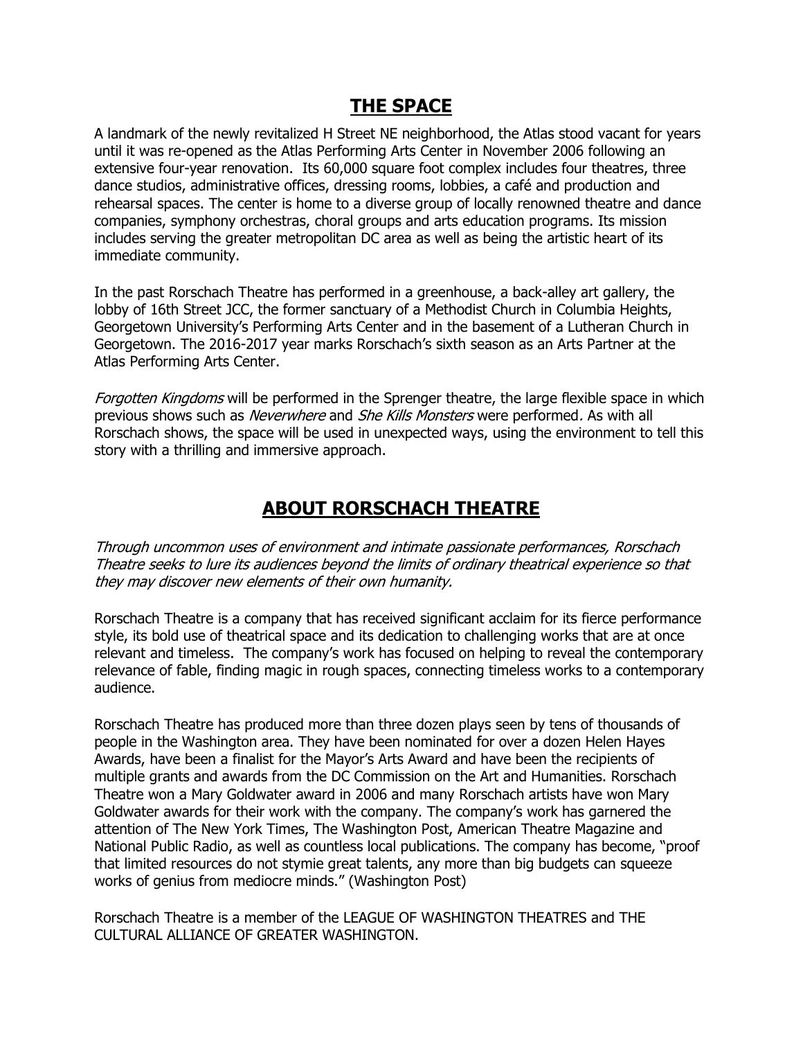## THE SPACE

A landmark of the newly revitalized H Street NE neighborhood, the Atlas stood vacant for years until it was re-opened as the Atlas Performing Arts Center in November 2006 following an extensive four-year renovation. Its 60,000 square foot complex includes four theatres, three dance studios, administrative offices, dressing rooms, lobbies, a café and production and rehearsal spaces. The center is home to a diverse group of locally renowned theatre and dance companies, symphony orchestras, choral groups and arts education programs. Its mission includes serving the greater metropolitan DC area as well as being the artistic heart of its immediate community.

In the past Rorschach Theatre has performed in a greenhouse, a back-alley art gallery, the lobby of 16th Street JCC, the former sanctuary of a Methodist Church in Columbia Heights, Georgetown University's Performing Arts Center and in the basement of a Lutheran Church in Georgetown. The 2016-2017 year marks Rorschach's sixth season as an Arts Partner at the Atlas Performing Arts Center.

*Forgotten Kingdoms* will be performed in the Sprenger theatre, the large flexible space in which previous shows such as *Neverwhere* and *She Kills Monsters* were performed*.* As with all Rorschach shows, the space will be used in unexpected ways, using the environment to tell this story with a thrilling and immersive approach.

## ABOUT RORSCHACH THEATRE

*Through uncommon uses of environment and intimate passionate performances, Rorschach Theatre seeks to lure its audiences beyond the limits of ordinary theatrical experience so that they may discover new elements of their own humanity.*

Rorschach Theatre is a company that has received significant acclaim for its fierce performance style, its bold use of theatrical space and its dedication to challenging works that are at once relevant and timeless. The company's work has focused on helping to reveal the contemporary relevance of fable, finding magic in rough spaces, connecting timeless works to a contemporary audience.

Rorschach Theatre has produced more than three dozen plays seen by tens of thousands of people in the Washington area. They have been nominated for over a dozen Helen Hayes Awards, have been a finalist for the Mayor's Arts Award and have been the recipients of multiple grants and awards from the DC Commission on the Art and Humanities. Rorschach Theatre won a Mary Goldwater award in 2006 and many Rorschach artists have won Mary Goldwater awards for their work with the company. The company's work has garnered the attention of The New York Times, The Washington Post, American Theatre Magazine and National Public Radio, as well as countless local publications. The company has become, "proof that limited resources do not stymie great talents, any more than big budgets can squeeze works of genius from mediocre minds." (Washington Post)

Rorschach Theatre is a member of the LEAGUE OF WASHINGTON THEATRES and THE CULTURAL ALLIANCE OF GREATER WASHINGTON.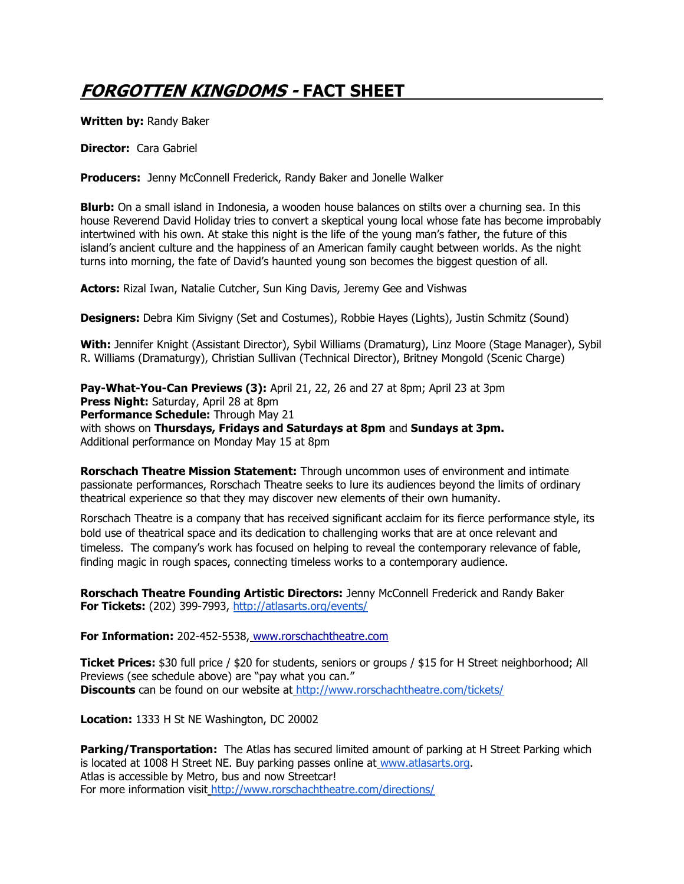# *FORGOTTEN KINGDOMS* - FACT SHEET

**Written by:** Randy Baker

**Director:** Cara Gabriel

**Producers:** Jenny McConnell Frederick, Randy Baker and Jonelle Walker

**Blurb:** On a small island in Indonesia, a wooden house balances on stilts over a churning sea. In this house Reverend David Holiday tries to convert a skeptical young local whose fate has become improbably intertwined with his own. At stake this night is the life of the young man's father, the future of this island's ancient culture and the happiness of an American family caught between worlds. As the night turns into morning, the fate of David's haunted young son becomes the biggest question of all.

**Actors:** Rizal Iwan, Natalie Cutcher, Sun King Davis, Jeremy Gee and Vishwas

**Designers:** Debra Kim Sivigny (Set and Costumes), Robbie Hayes (Lights), Justin Schmitz (Sound)

**With:** Jennifer Knight (Assistant Director), Sybil Williams (Dramaturg), Linz Moore (Stage Manager), Sybil R. Williams (Dramaturgy), Christian Sullivan (Technical Director), Britney Mongold (Scenic Charge)

**Pay-What-You-Can Previews (3):** April 21, 22, 26 and 27 at 8pm; April 23 at 3pm
**Press Night:** Saturday, April 28 at 8pm
**Performance Schedule:** Through May 21
with shows on **Thursdays, Fridays and Saturdays at 8pm** and **Sundays at 3pm.**
Additional performance on Monday May 15 at 8pm

**Rorschach Theatre Mission Statement:** Through uncommon uses of environment and intimate passionate performances, Rorschach Theatre seeks to lure its audiences beyond the limits of ordinary theatrical experience so that they may discover new elements of their own humanity.

Rorschach Theatre is a company that has received significant acclaim for its fierce performance style, its bold use of theatrical space and its dedication to challenging works that are at once relevant and timeless. The company's work has focused on helping to reveal the contemporary relevance of fable, finding magic in rough spaces, connecting timeless works to a contemporary audience.

**Rorschach Theatre Founding Artistic Directors:** Jenny McConnell Frederick and Randy Baker
**For Tickets:** (202) 399-7993, http://atlasarts.org/events/

**For Information:** 202-452-5538, www.rorschachtheatre.com

**Ticket Prices:** $30 full price / $20 for students, seniors or groups / $15 for H Street neighborhood; All Previews (see schedule above) are "pay what you can."
**Discounts** can be found on our website at http://www.rorschachtheatre.com/tickets/

**Location:** 1333 H St NE Washington, DC 20002

**Parking/Transportation:** The Atlas has secured limited amount of parking at H Street Parking which is located at 1008 H Street NE. Buy parking passes online at www.atlasarts.org.
Atlas is accessible by Metro, bus and now Streetcar!
For more information visit http://www.rorschachtheatre.com/directions/